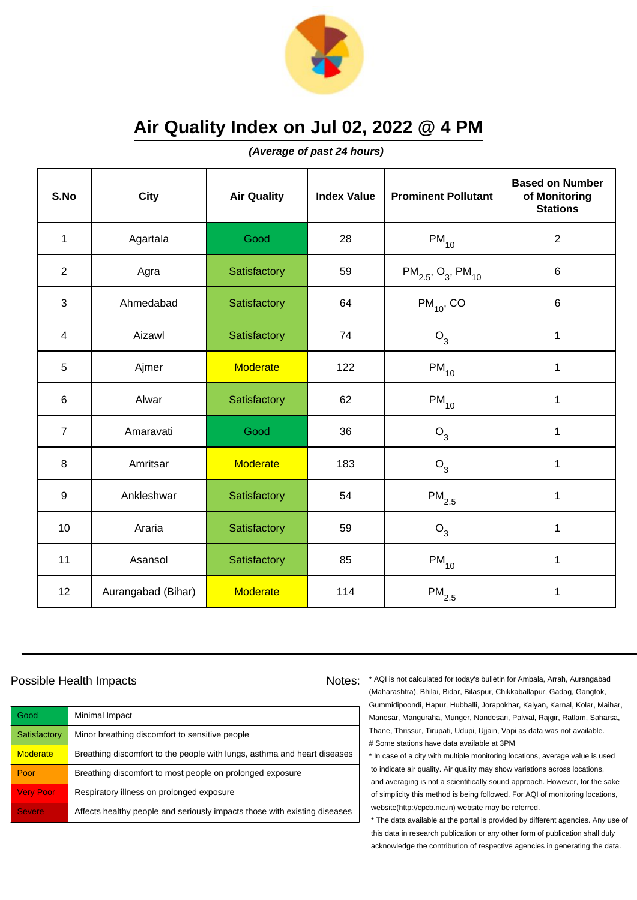# Air Quality Index on Jul 02, 2022 @ 4 PM

***(Average of past 24 hours)***

| S.No | City | Air Quality | Index Value | Prominent Pollutant | Based on Number of Monitoring Stations |
|---|---|---|---|---|---|
| 1 | Agartala | Good | 28 | $PM_{10}$ | 2 |
| 2 | Agra | Satisfactory | 59 | $PM_{2.5}$, $O_3$, $PM_{10}$ | 6 |
| 3 | Ahmedabad | Satisfactory | 64 | $PM_{10}$, CO | 6 |
| 4 | Aizawl | Satisfactory | 74 | $O_3$ | 1 |
| 5 | Ajmer | Moderate | 122 | $PM_{10}$ | 1 |
| 6 | Alwar | Satisfactory | 62 | $PM_{10}$ | 1 |
| 7 | Amaravati | Good | 36 | $O_3$ | 1 |
| 8 | Amritsar | Moderate | 183 | $O_3$ | 1 |
| 9 | Ankleshwar | Satisfactory | 54 | $PM_{2.5}$ | 1 |
| 10 | Araria | Satisfactory | 59 | $O_3$ | 1 |
| 11 | Asansol | Satisfactory | 85 | $PM_{10}$ | 1 |
| 12 | Aurangabad (Bihar) | Moderate | 114 | $PM_{2.5}$ | 1 |

## Possible Health Impacts

| | |
|---|---|
| Good | Minimal Impact |
| Satisfactory | Minor breathing discomfort to sensitive people |
| Moderate | Breathing discomfort to the people with lungs, asthma and heart diseases |
| Poor | Breathing discomfort to most people on prolonged exposure |
| Very Poor | Respiratory illness on prolonged exposure |
| Severe | Affects healthy people and seriously impacts those with existing diseases |

Notes:

* AQI is not calculated for today's bulletin for Ambala, Arrah, Aurangabad (Maharashtra), Bhilai, Bidar, Bilaspur, Chikkaballapur, Gadag, Gangtok, Gummidipoondi, Hapur, Hubballi, Jorapokhar, Kalyan, Karnal, Kolar, Maihar, Manesar, Manguraha, Munger, Nandesari, Palwal, Rajgir, Ratlam, Saharsa, Thane, Thrissur, Tirupati, Udupi, Ujjain, Vapi as data was not available.

# Some stations have data available at 3PM

* In case of a city with multiple monitoring locations, average value is used to indicate air quality. Air quality may show variations across locations, and averaging is not a scientifically sound approach. However, for the sake of simplicity this method is being followed. For AQI of monitoring locations, website(http://cpcb.nic.in) website may be referred.

* The data available at the portal is provided by different agencies. Any use of this data in research publication or any other form of publication shall duly acknowledge the contribution of respective agencies in generating the data.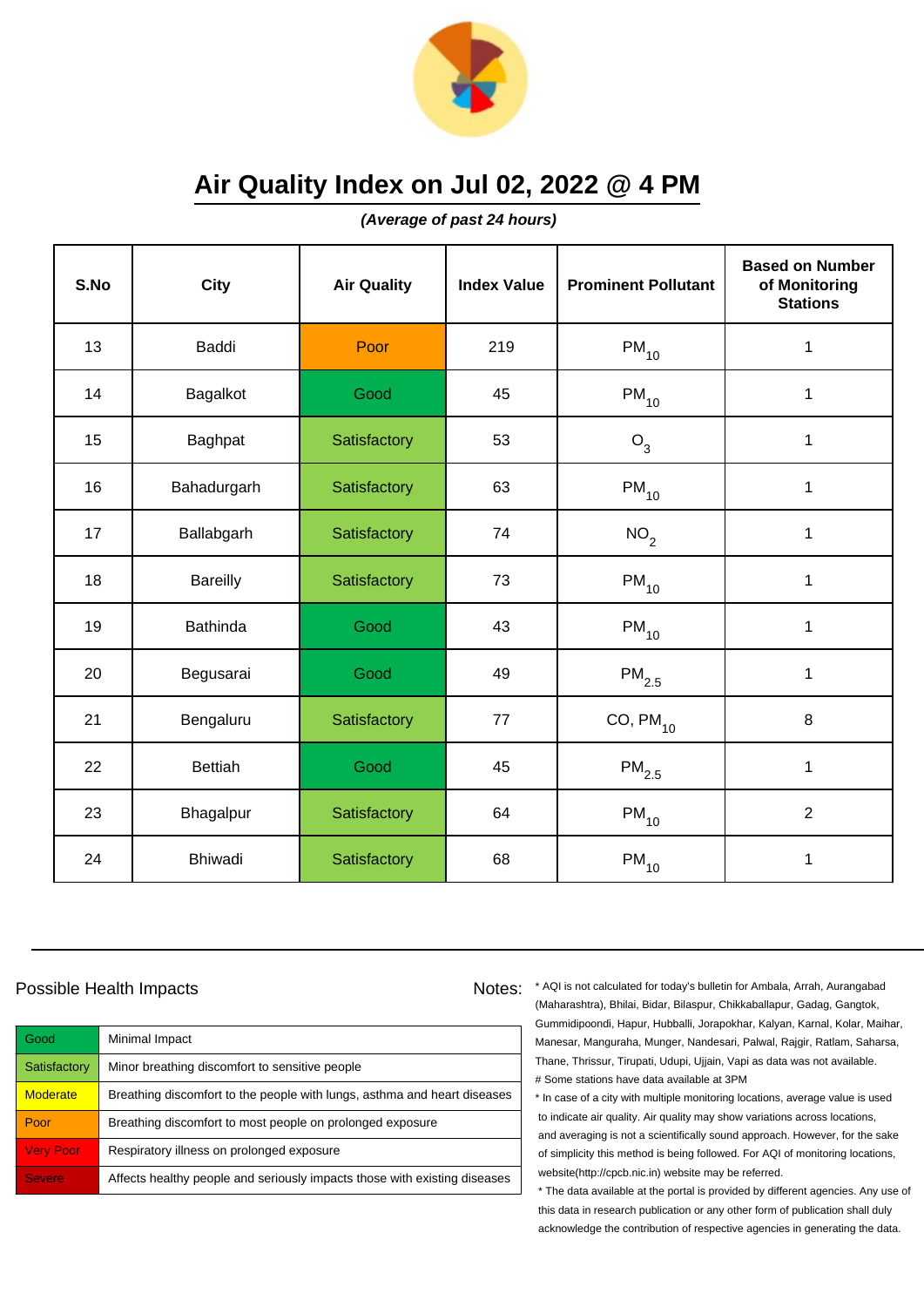# Air Quality Index on Jul 02, 2022 @ 4 PM

***(Average of past 24 hours)***

| S.No | City | Air Quality | Index Value | Prominent Pollutant | Based on Number of Monitoring Stations |
|---|---|---|---|---|---|
| 13 | Baddi | Poor | 219 | $PM_{10}$ | 1 |
| 14 | Bagalkot | Good | 45 | $PM_{10}$ | 1 |
| 15 | Baghpat | Satisfactory | 53 | $O_3$ | 1 |
| 16 | Bahadurgarh | Satisfactory | 63 | $PM_{10}$ | 1 |
| 17 | Ballabgarh | Satisfactory | 74 | $NO_2$ | 1 |
| 18 | Bareilly | Satisfactory | 73 | $PM_{10}$ | 1 |
| 19 | Bathinda | Good | 43 | $PM_{10}$ | 1 |
| 20 | Begusarai | Good | 49 | $PM_{2.5}$ | 1 |
| 21 | Bengaluru | Satisfactory | 77 | CO, $PM_{10}$ | 8 |
| 22 | Bettiah | Good | 45 | $PM_{2.5}$ | 1 |
| 23 | Bhagalpur | Satisfactory | 64 | $PM_{10}$ | 2 |
| 24 | Bhiwadi | Satisfactory | 68 | $PM_{10}$ | 1 |

## Possible Health Impacts

| | |
|---|---|
| Good | Minimal Impact |
| Satisfactory | Minor breathing discomfort to sensitive people |
| Moderate | Breathing discomfort to the people with lungs, asthma and heart diseases |
| Poor | Breathing discomfort to most people on prolonged exposure |
| Very Poor | Respiratory illness on prolonged exposure |
| Severe | Affects healthy people and seriously impacts those with existing diseases |

Notes:

* AQI is not calculated for today's bulletin for Ambala, Arrah, Aurangabad (Maharashtra), Bhilai, Bidar, Bilaspur, Chikkaballapur, Gadag, Gangtok, Gummidipoondi, Hapur, Hubballi, Jorapokhar, Kalyan, Karnal, Kolar, Maihar, Manesar, Manguraha, Munger, Nandesari, Palwal, Rajgir, Ratlam, Saharsa, Thane, Thrissur, Tirupati, Udupi, Ujjain, Vapi as data was not available.

# Some stations have data available at 3PM

* In case of a city with multiple monitoring locations, average value is used to indicate air quality. Air quality may show variations across locations, and averaging is not a scientifically sound approach. However, for the sake of simplicity this method is being followed. For AQI of monitoring locations, website(http://cpcb.nic.in) website may be referred.

* The data available at the portal is provided by different agencies. Any use of this data in research publication or any other form of publication shall duly acknowledge the contribution of respective agencies in generating the data.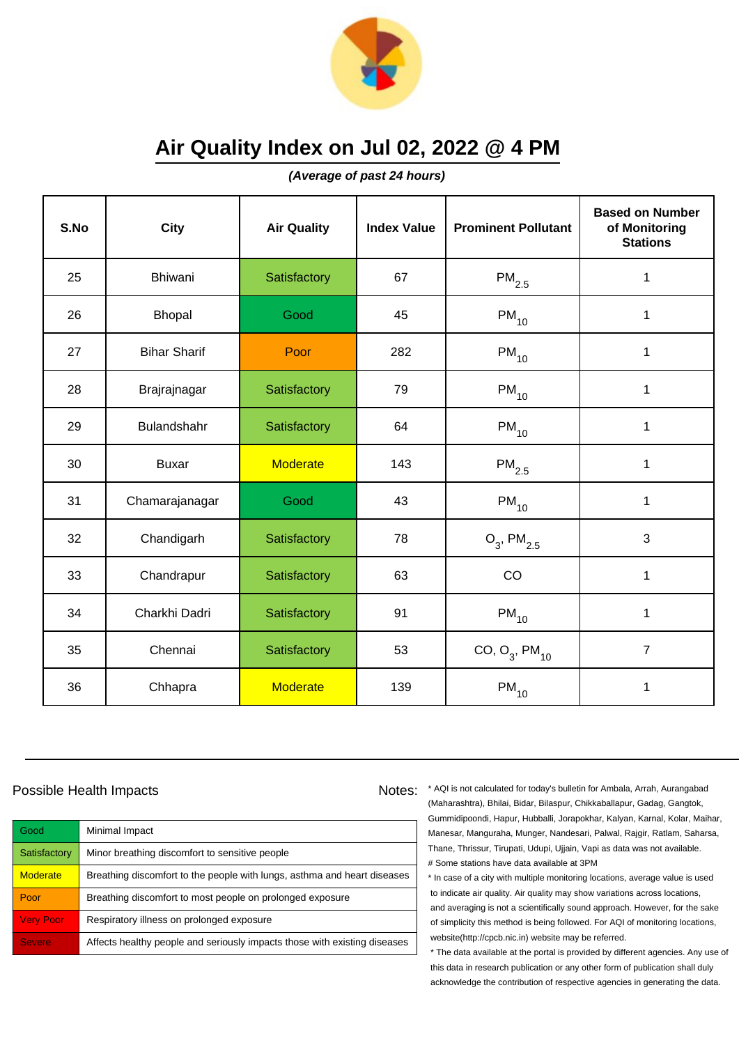# Air Quality Index on Jul 02, 2022 @ 4 PM

***(Average of past 24 hours)***

| S.No | City | Air Quality | Index Value | Prominent Pollutant | Based on Number of Monitoring Stations |
|---|---|---|---|---|---|
| 25 | Bhiwani | Satisfactory | 67 | $PM_{2.5}$ | 1 |
| 26 | Bhopal | Good | 45 | $PM_{10}$ | 1 |
| 27 | Bihar Sharif | Poor | 282 | $PM_{10}$ | 1 |
| 28 | Brajrajnagar | Satisfactory | 79 | $PM_{10}$ | 1 |
| 29 | Bulandshahr | Satisfactory | 64 | $PM_{10}$ | 1 |
| 30 | Buxar | Moderate | 143 | $PM_{2.5}$ | 1 |
| 31 | Chamarajanagar | Good | 43 | $PM_{10}$ | 1 |
| 32 | Chandigarh | Satisfactory | 78 | $O_3$, $PM_{2.5}$ | 3 |
| 33 | Chandrapur | Satisfactory | 63 | CO | 1 |
| 34 | Charkhi Dadri | Satisfactory | 91 | $PM_{10}$ | 1 |
| 35 | Chennai | Satisfactory | 53 | CO, $O_3$, $PM_{10}$ | 7 |
| 36 | Chhapra | Moderate | 139 | $PM_{10}$ | 1 |

## Possible Health Impacts

| | |
|---|---|
| Good | Minimal Impact |
| Satisfactory | Minor breathing discomfort to sensitive people |
| Moderate | Breathing discomfort to the people with lungs, asthma and heart diseases |
| Poor | Breathing discomfort to most people on prolonged exposure |
| Very Poor | Respiratory illness on prolonged exposure |
| Severe | Affects healthy people and seriously impacts those with existing diseases |

Notes:

* AQI is not calculated for today's bulletin for Ambala, Arrah, Aurangabad (Maharashtra), Bhilai, Bidar, Bilaspur, Chikkaballapur, Gadag, Gangtok, Gummidipoondi, Hapur, Hubballi, Jorapokhar, Kalyan, Karnal, Kolar, Maihar, Manesar, Manguraha, Munger, Nandesari, Palwal, Rajgir, Ratlam, Saharsa, Thane, Thrissur, Tirupati, Udupi, Ujjain, Vapi as data was not available.

# Some stations have data available at 3PM

* In case of a city with multiple monitoring locations, average value is used to indicate air quality. Air quality may show variations across locations, and averaging is not a scientifically sound approach. However, for the sake of simplicity this method is being followed. For AQI of monitoring locations, website(http://cpcb.nic.in) website may be referred.

* The data available at the portal is provided by different agencies. Any use of this data in research publication or any other form of publication shall duly acknowledge the contribution of respective agencies in generating the data.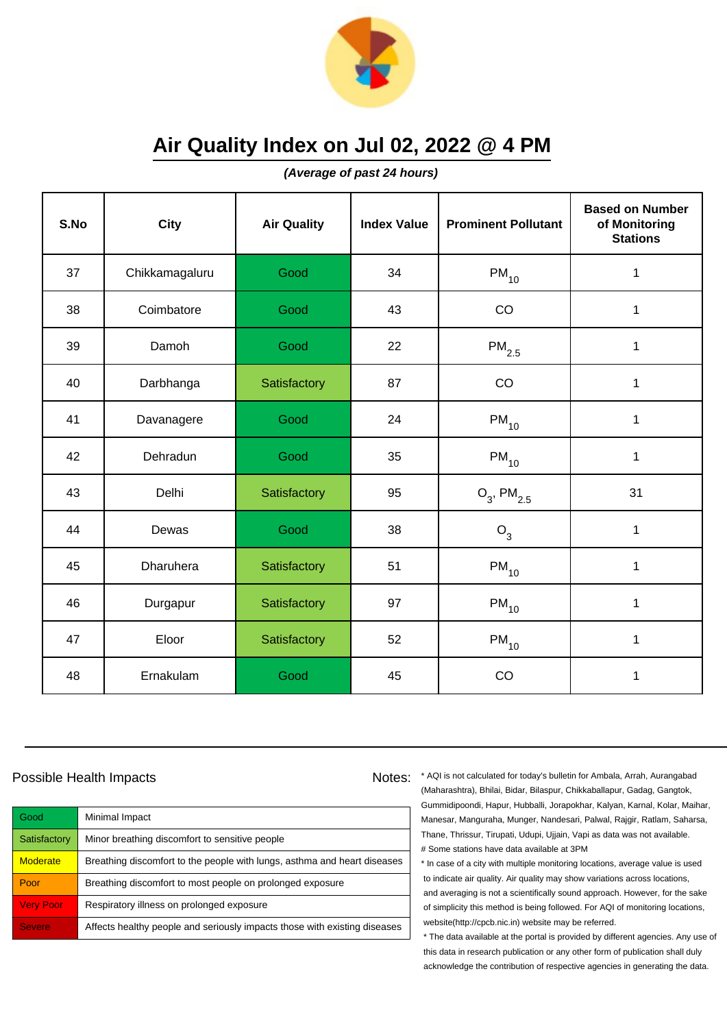# Air Quality Index on Jul 02, 2022 @ 4 PM

***(Average of past 24 hours)***

| S.No | City | Air Quality | Index Value | Prominent Pollutant | Based on Number of Monitoring Stations |
|---|---|---|---|---|---|
| 37 | Chikkamagaluru | Good | 34 | $PM_{10}$ | 1 |
| 38 | Coimbatore | Good | 43 | CO | 1 |
| 39 | Damoh | Good | 22 | $PM_{2.5}$ | 1 |
| 40 | Darbhanga | Satisfactory | 87 | CO | 1 |
| 41 | Davanagere | Good | 24 | $PM_{10}$ | 1 |
| 42 | Dehradun | Good | 35 | $PM_{10}$ | 1 |
| 43 | Delhi | Satisfactory | 95 | $O_3$, $PM_{2.5}$ | 31 |
| 44 | Dewas | Good | 38 | $O_3$ | 1 |
| 45 | Dharuhera | Satisfactory | 51 | $PM_{10}$ | 1 |
| 46 | Durgapur | Satisfactory | 97 | $PM_{10}$ | 1 |
| 47 | Eloor | Satisfactory | 52 | $PM_{10}$ | 1 |
| 48 | Ernakulam | Good | 45 | CO | 1 |

Possible Health Impacts

| | |
|---|---|
| Good | Minimal Impact |
| Satisfactory | Minor breathing discomfort to sensitive people |
| Moderate | Breathing discomfort to the people with lungs, asthma and heart diseases |
| Poor | Breathing discomfort to most people on prolonged exposure |
| Very Poor | Respiratory illness on prolonged exposure |
| Severe | Affects healthy people and seriously impacts those with existing diseases |

Notes:

\* AQI is not calculated for today's bulletin for Ambala, Arrah, Aurangabad (Maharashtra), Bhilai, Bidar, Bilaspur, Chikkaballapur, Gadag, Gangtok, Gummidipoondi, Hapur, Hubballi, Jorapokhar, Kalyan, Karnal, Kolar, Maihar, Manesar, Manguraha, Munger, Nandesari, Palwal, Rajgir, Ratlam, Saharsa, Thane, Thrissur, Tirupati, Udupi, Ujjain, Vapi as data was not available.

# Some stations have data available at 3PM

\* In case of a city with multiple monitoring locations, average value is used to indicate air quality. Air quality may show variations across locations, and averaging is not a scientifically sound approach. However, for the sake of simplicity this method is being followed. For AQI of monitoring locations, website(http://cpcb.nic.in) website may be referred.

\* The data available at the portal is provided by different agencies. Any use of this data in research publication or any other form of publication shall duly acknowledge the contribution of respective agencies in generating the data.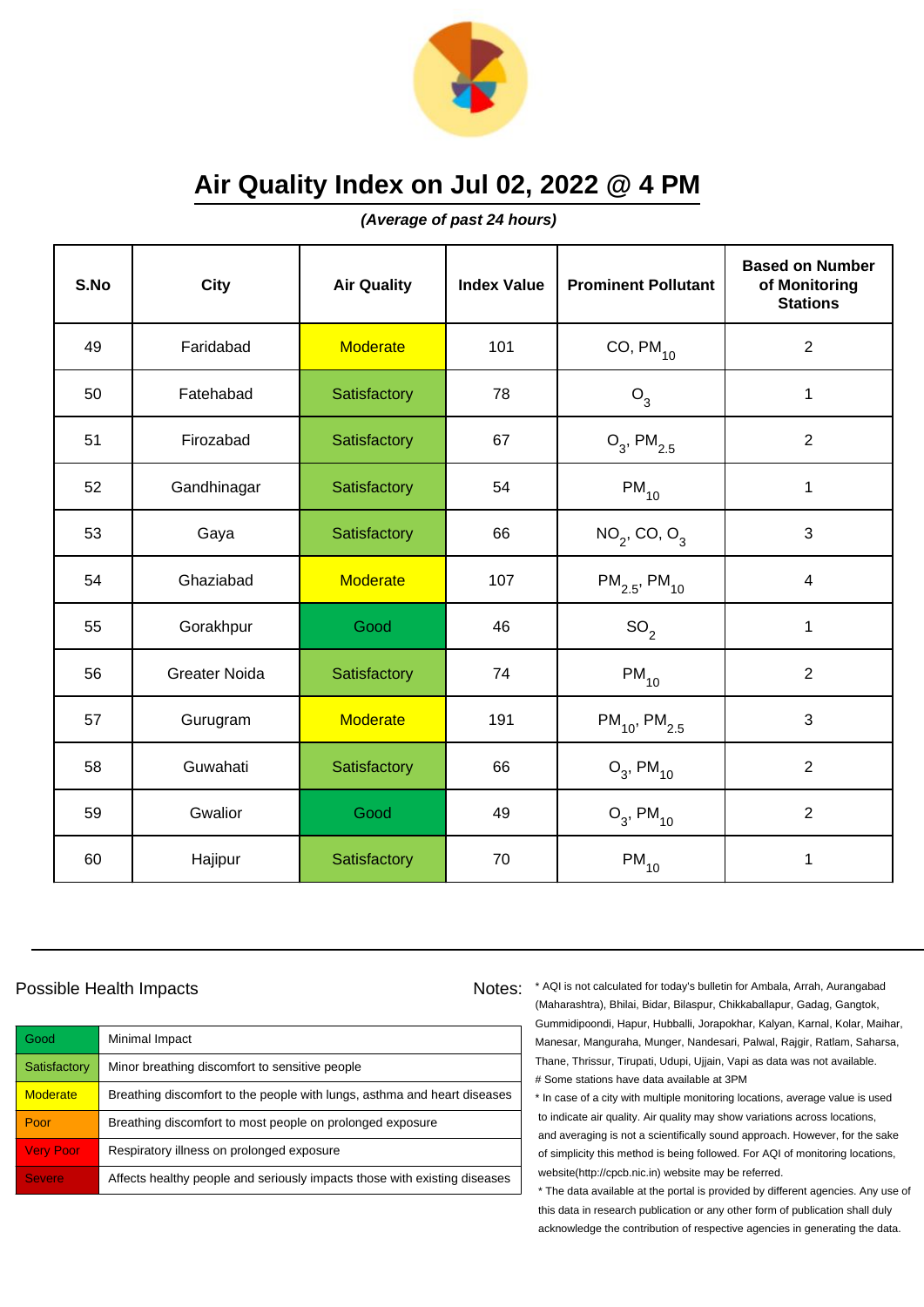# Air Quality Index on Jul 02, 2022 @ 4 PM

***(Average of past 24 hours)***

| S.No | City | Air Quality | Index Value | Prominent Pollutant | Based on Number of Monitoring Stations |
|---|---|---|---|---|---|
| 49 | Faridabad | Moderate | 101 | CO, $PM_{10}$ | 2 |
| 50 | Fatehabad | Satisfactory | 78 | $O_3$ | 1 |
| 51 | Firozabad | Satisfactory | 67 | $O_3$, $PM_{2.5}$ | 2 |
| 52 | Gandhinagar | Satisfactory | 54 | $PM_{10}$ | 1 |
| 53 | Gaya | Satisfactory | 66 | $NO_2$, CO, $O_3$ | 3 |
| 54 | Ghaziabad | Moderate | 107 | $PM_{2.5}$, $PM_{10}$ | 4 |
| 55 | Gorakhpur | Good | 46 | $SO_2$ | 1 |
| 56 | Greater Noida | Satisfactory | 74 | $PM_{10}$ | 2 |
| 57 | Gurugram | Moderate | 191 | $PM_{10}$, $PM_{2.5}$ | 3 |
| 58 | Guwahati | Satisfactory | 66 | $O_3$, $PM_{10}$ | 2 |
| 59 | Gwalior | Good | 49 | $O_3$, $PM_{10}$ | 2 |
| 60 | Hajipur | Satisfactory | 70 | $PM_{10}$ | 1 |

Possible Health Impacts

| | |
|---|---|
| Good | Minimal Impact |
| Satisfactory | Minor breathing discomfort to sensitive people |
| Moderate | Breathing discomfort to the people with lungs, asthma and heart diseases |
| Poor | Breathing discomfort to most people on prolonged exposure |
| Very Poor | Respiratory illness on prolonged exposure |
| Severe | Affects healthy people and seriously impacts those with existing diseases |

Notes:

* AQI is not calculated for today's bulletin for Ambala, Arrah, Aurangabad (Maharashtra), Bhilai, Bidar, Bilaspur, Chikkaballapur, Gadag, Gangtok, Gummidipoondi, Hapur, Hubballi, Jorapokhar, Kalyan, Karnal, Kolar, Maihar, Manesar, Manguraha, Munger, Nandesari, Palwal, Rajgir, Ratlam, Saharsa, Thane, Thrissur, Tirupati, Udupi, Ujjain, Vapi as data was not available.

# Some stations have data available at 3PM

* In case of a city with multiple monitoring locations, average value is used to indicate air quality. Air quality may show variations across locations, and averaging is not a scientifically sound approach. However, for the sake of simplicity this method is being followed. For AQI of monitoring locations, website(http://cpcb.nic.in) website may be referred.

* The data available at the portal is provided by different agencies. Any use of this data in research publication or any other form of publication shall duly acknowledge the contribution of respective agencies in generating the data.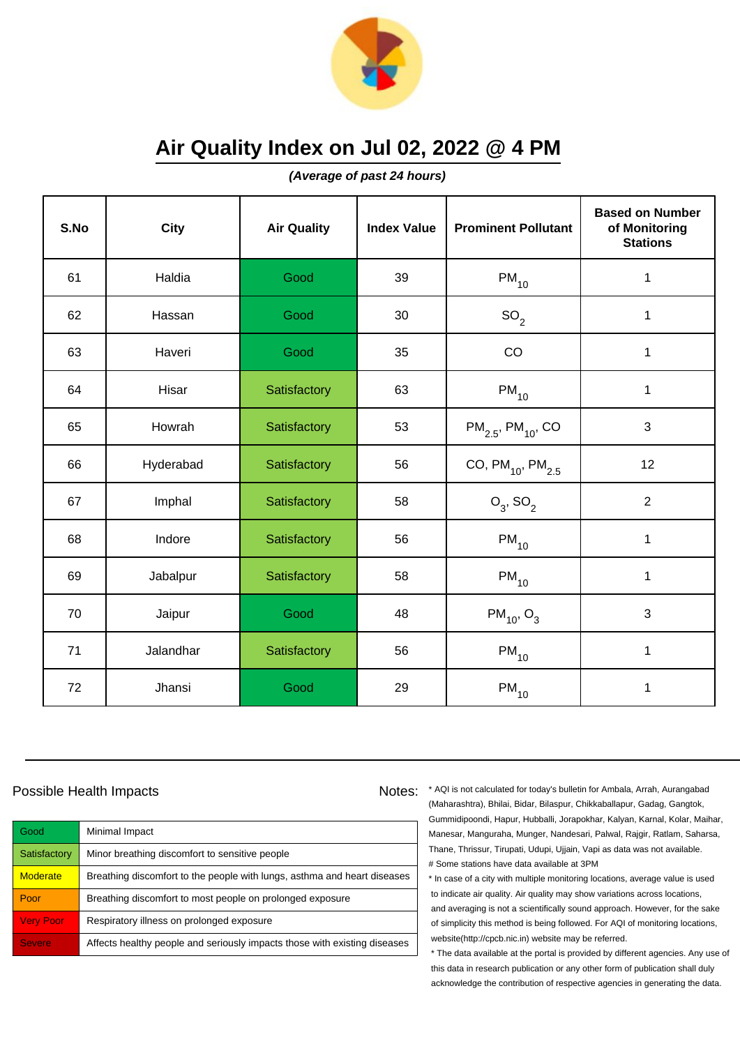# Air Quality Index on Jul 02, 2022 @ 4 PM

***(Average of past 24 hours)***

| S.No | City | Air Quality | Index Value | Prominent Pollutant | Based on Number of Monitoring Stations |
|---|---|---|---|---|---|
| 61 | Haldia | Good | 39 | $PM_{10}$ | 1 |
| 62 | Hassan | Good | 30 | $SO_2$ | 1 |
| 63 | Haveri | Good | 35 | CO | 1 |
| 64 | Hisar | Satisfactory | 63 | $PM_{10}$ | 1 |
| 65 | Howrah | Satisfactory | 53 | $PM_{2.5}$, $PM_{10}$, CO | 3 |
| 66 | Hyderabad | Satisfactory | 56 | CO, $PM_{10}$, $PM_{2.5}$ | 12 |
| 67 | Imphal | Satisfactory | 58 | $O_3$, $SO_2$ | 2 |
| 68 | Indore | Satisfactory | 56 | $PM_{10}$ | 1 |
| 69 | Jabalpur | Satisfactory | 58 | $PM_{10}$ | 1 |
| 70 | Jaipur | Good | 48 | $PM_{10}$, $O_3$ | 3 |
| 71 | Jalandhar | Satisfactory | 56 | $PM_{10}$ | 1 |
| 72 | Jhansi | Good | 29 | $PM_{10}$ | 1 |

Possible Health Impacts

| | |
|---|---|
| Good | Minimal Impact |
| Satisfactory | Minor breathing discomfort to sensitive people |
| Moderate | Breathing discomfort to the people with lungs, asthma and heart diseases |
| Poor | Breathing discomfort to most people on prolonged exposure |
| Very Poor | Respiratory illness on prolonged exposure |
| Severe | Affects healthy people and seriously impacts those with existing diseases |

Notes:

* AQI is not calculated for today's bulletin for Ambala, Arrah, Aurangabad (Maharashtra), Bhilai, Bidar, Bilaspur, Chikkaballapur, Gadag, Gangtok, Gummidipoondi, Hapur, Hubballi, Jorapokhar, Kalyan, Karnal, Kolar, Maihar, Manesar, Manguraha, Munger, Nandesari, Palwal, Rajgir, Ratlam, Saharsa, Thane, Thrissur, Tirupati, Udupi, Ujjain, Vapi as data was not available.

# Some stations have data available at 3PM

* In case of a city with multiple monitoring locations, average value is used to indicate air quality. Air quality may show variations across locations, and averaging is not a scientifically sound approach. However, for the sake of simplicity this method is being followed. For AQI of monitoring locations, website(http://cpcb.nic.in) website may be referred.

* The data available at the portal is provided by different agencies. Any use of this data in research publication or any other form of publication shall duly acknowledge the contribution of respective agencies in generating the data.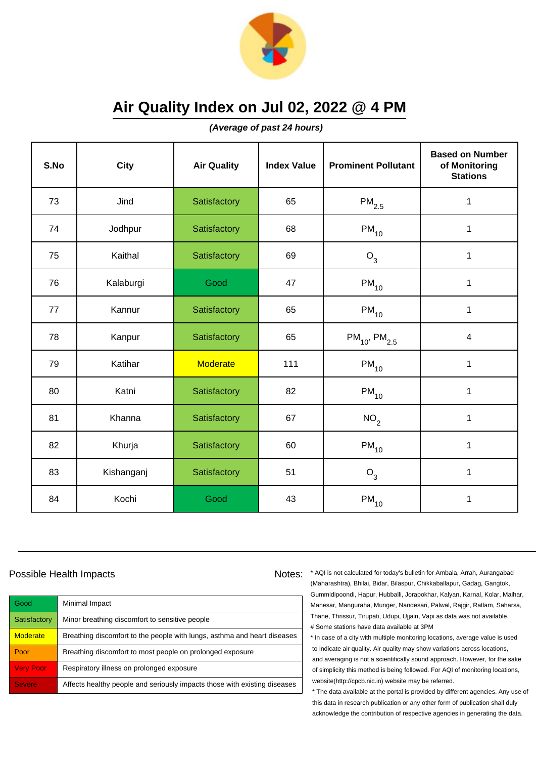# Air Quality Index on Jul 02, 2022 @ 4 PM

***(Average of past 24 hours)***

| S.No | City | Air Quality | Index Value | Prominent Pollutant | Based on Number of Monitoring Stations |
|---|---|---|---|---|---|
| 73 | Jind | Satisfactory | 65 | $PM_{2.5}$ | 1 |
| 74 | Jodhpur | Satisfactory | 68 | $PM_{10}$ | 1 |
| 75 | Kaithal | Satisfactory | 69 | $O_3$ | 1 |
| 76 | Kalaburgi | Good | 47 | $PM_{10}$ | 1 |
| 77 | Kannur | Satisfactory | 65 | $PM_{10}$ | 1 |
| 78 | Kanpur | Satisfactory | 65 | $PM_{10}$, $PM_{2.5}$ | 4 |
| 79 | Katihar | Moderate | 111 | $PM_{10}$ | 1 |
| 80 | Katni | Satisfactory | 82 | $PM_{10}$ | 1 |
| 81 | Khanna | Satisfactory | 67 | $NO_2$ | 1 |
| 82 | Khurja | Satisfactory | 60 | $PM_{10}$ | 1 |
| 83 | Kishanganj | Satisfactory | 51 | $O_3$ | 1 |
| 84 | Kochi | Good | 43 | $PM_{10}$ | 1 |

## Possible Health Impacts

| | |
|---|---|
| Good | Minimal Impact |
| Satisfactory | Minor breathing discomfort to sensitive people |
| Moderate | Breathing discomfort to the people with lungs, asthma and heart diseases |
| Poor | Breathing discomfort to most people on prolonged exposure |
| Very Poor | Respiratory illness on prolonged exposure |
| Severe | Affects healthy people and seriously impacts those with existing diseases |

Notes:

* AQI is not calculated for today's bulletin for Ambala, Arrah, Aurangabad (Maharashtra), Bhilai, Bidar, Bilaspur, Chikkaballapur, Gadag, Gangtok, Gummidipoondi, Hapur, Hubballi, Jorapokhar, Kalyan, Karnal, Kolar, Maihar, Manesar, Manguraha, Munger, Nandesari, Palwal, Rajgir, Ratlam, Saharsa, Thane, Thrissur, Tirupati, Udupi, Ujjain, Vapi as data was not available.

# Some stations have data available at 3PM

* In case of a city with multiple monitoring locations, average value is used to indicate air quality. Air quality may show variations across locations, and averaging is not a scientifically sound approach. However, for the sake of simplicity this method is being followed. For AQI of monitoring locations, website(http://cpcb.nic.in) website may be referred.

* The data available at the portal is provided by different agencies. Any use of this data in research publication or any other form of publication shall duly acknowledge the contribution of respective agencies in generating the data.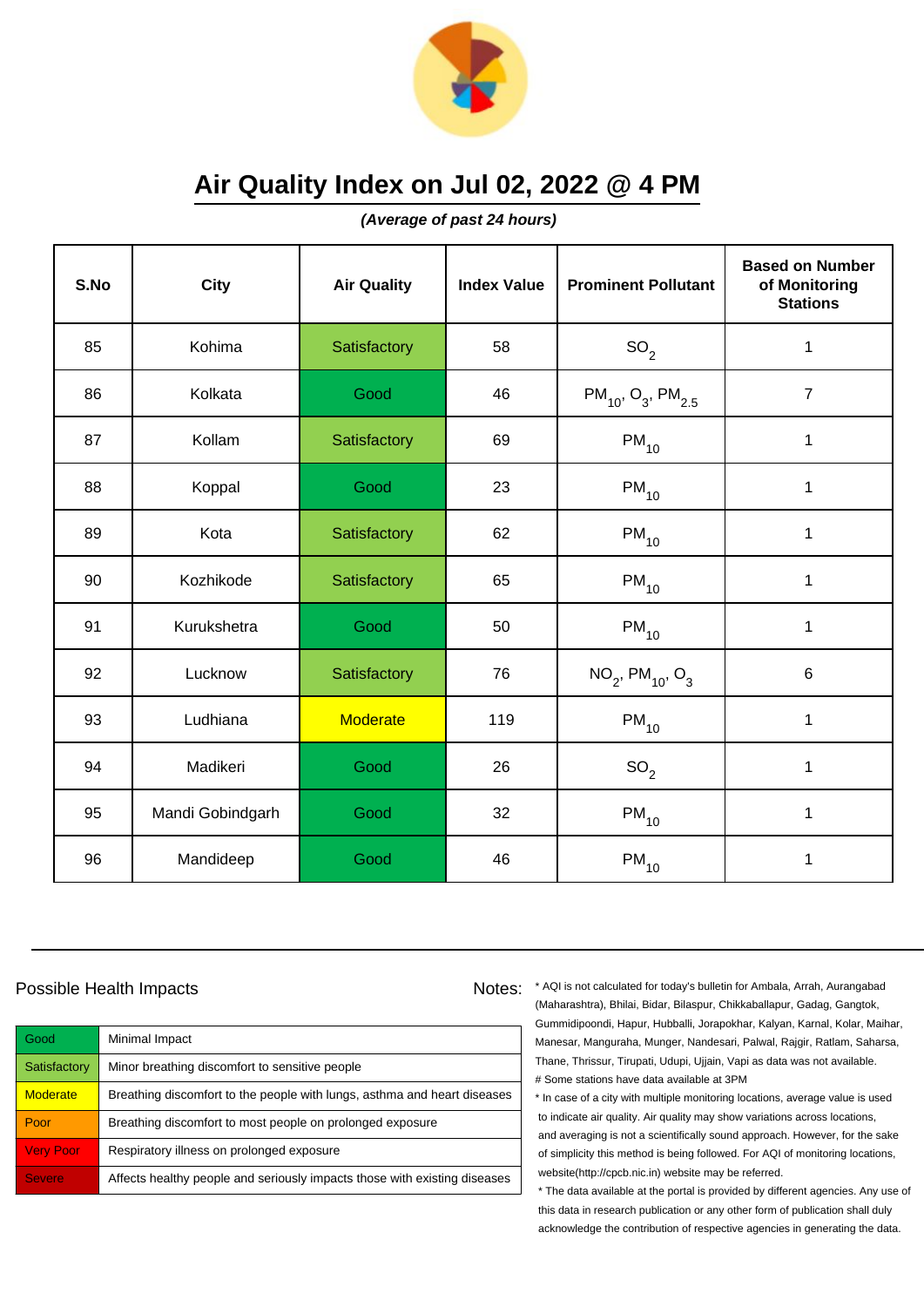# Air Quality Index on Jul 02, 2022 @ 4 PM

***(Average of past 24 hours)***

| S.No | City | Air Quality | Index Value | Prominent Pollutant | Based on Number of Monitoring Stations |
|---|---|---|---|---|---|
| 85 | Kohima | Satisfactory | 58 | $SO_2$ | 1 |
| 86 | Kolkata | Good | 46 | $PM_{10}$, $O_3$, $PM_{2.5}$ | 7 |
| 87 | Kollam | Satisfactory | 69 | $PM_{10}$ | 1 |
| 88 | Koppal | Good | 23 | $PM_{10}$ | 1 |
| 89 | Kota | Satisfactory | 62 | $PM_{10}$ | 1 |
| 90 | Kozhikode | Satisfactory | 65 | $PM_{10}$ | 1 |
| 91 | Kurukshetra | Good | 50 | $PM_{10}$ | 1 |
| 92 | Lucknow | Satisfactory | 76 | $NO_2$, $PM_{10}$, $O_3$ | 6 |
| 93 | Ludhiana | Moderate | 119 | $PM_{10}$ | 1 |
| 94 | Madikeri | Good | 26 | $SO_2$ | 1 |
| 95 | Mandi Gobindgarh | Good | 32 | $PM_{10}$ | 1 |
| 96 | Mandideep | Good | 46 | $PM_{10}$ | 1 |

## Possible Health Impacts

| | |
|---|---|
| Good | Minimal Impact |
| Satisfactory | Minor breathing discomfort to sensitive people |
| Moderate | Breathing discomfort to the people with lungs, asthma and heart diseases |
| Poor | Breathing discomfort to most people on prolonged exposure |
| Very Poor | Respiratory illness on prolonged exposure |
| Severe | Affects healthy people and seriously impacts those with existing diseases |

**Notes:**

* AQI is not calculated for today's bulletin for Ambala, Arrah, Aurangabad (Maharashtra), Bhilai, Bidar, Bilaspur, Chikkaballapur, Gadag, Gangtok, Gummidipoondi, Hapur, Hubballi, Jorapokhar, Kalyan, Karnal, Kolar, Maihar, Manesar, Manguraha, Munger, Nandesari, Palwal, Rajgir, Ratlam, Saharsa, Thane, Thrissur, Tirupati, Udupi, Ujjain, Vapi as data was not available.

# Some stations have data available at 3PM

* In case of a city with multiple monitoring locations, average value is used to indicate air quality. Air quality may show variations across locations, and averaging is not a scientifically sound approach. However, for the sake of simplicity this method is being followed. For AQI of monitoring locations, website(http://cpcb.nic.in) website may be referred.

* The data available at the portal is provided by different agencies. Any use of this data in research publication or any other form of publication shall duly acknowledge the contribution of respective agencies in generating the data.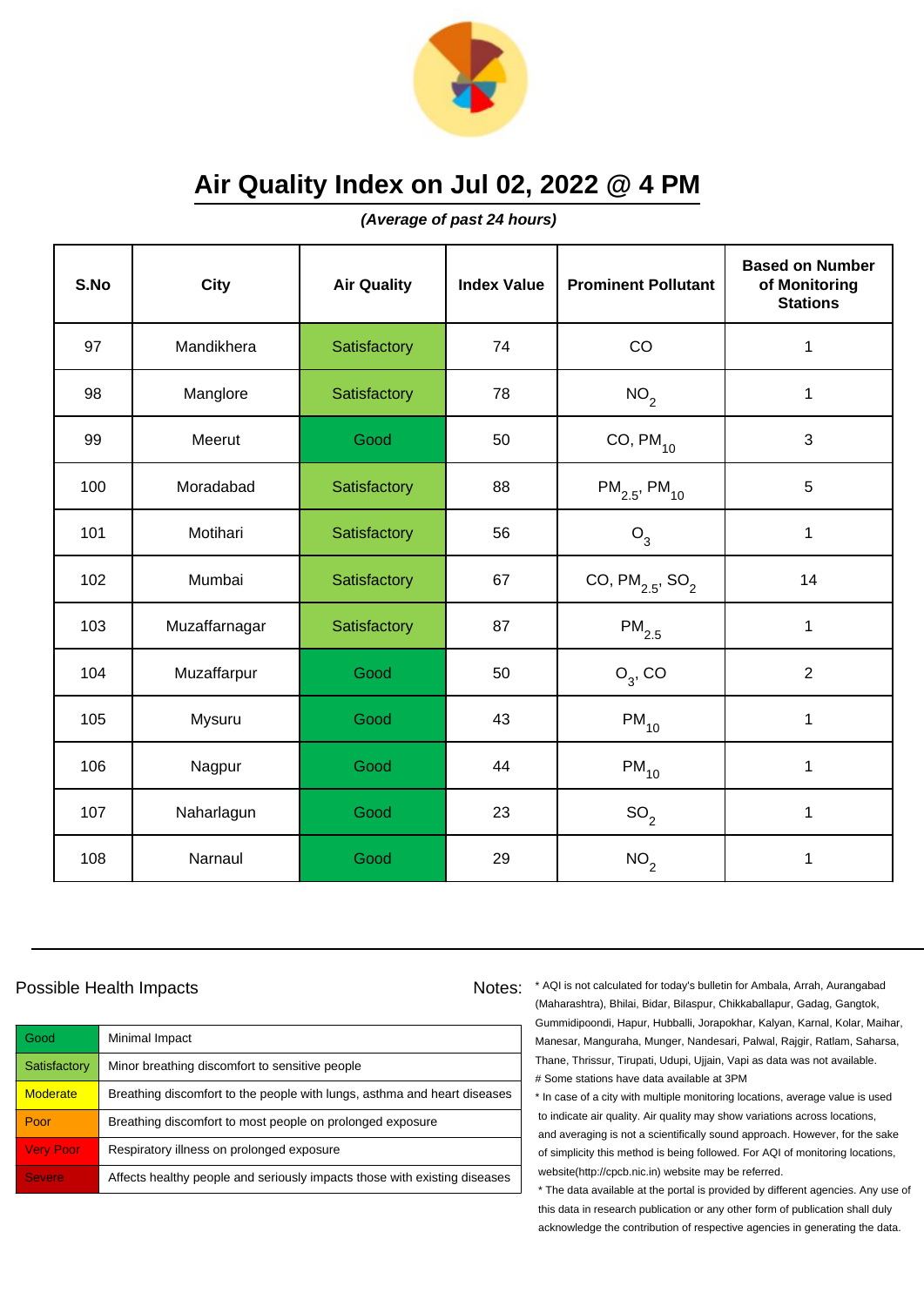# Air Quality Index on Jul 02, 2022 @ 4 PM

***(Average of past 24 hours)***

| S.No | City | Air Quality | Index Value | Prominent Pollutant | Based on Number of Monitoring Stations |
|---|---|---|---|---|---|
| 97 | Mandikhera | Satisfactory | 74 | CO | 1 |
| 98 | Manglore | Satisfactory | 78 | $NO_2$ | 1 |
| 99 | Meerut | Good | 50 | CO, $PM_{10}$ | 3 |
| 100 | Moradabad | Satisfactory | 88 | $PM_{2.5}$, $PM_{10}$ | 5 |
| 101 | Motihari | Satisfactory | 56 | $O_3$ | 1 |
| 102 | Mumbai | Satisfactory | 67 | CO, $PM_{2.5}$, $SO_2$ | 14 |
| 103 | Muzaffarnagar | Satisfactory | 87 | $PM_{2.5}$ | 1 |
| 104 | Muzaffarpur | Good | 50 | $O_3$, CO | 2 |
| 105 | Mysuru | Good | 43 | $PM_{10}$ | 1 |
| 106 | Nagpur | Good | 44 | $PM_{10}$ | 1 |
| 107 | Naharlagun | Good | 23 | $SO_2$ | 1 |
| 108 | Narnaul | Good | 29 | $NO_2$ | 1 |

Possible Health Impacts

| | |
|---|---|
| Good | Minimal Impact |
| Satisfactory | Minor breathing discomfort to sensitive people |
| Moderate | Breathing discomfort to the people with lungs, asthma and heart diseases |
| Poor | Breathing discomfort to most people on prolonged exposure |
| Very Poor | Respiratory illness on prolonged exposure |
| Severe | Affects healthy people and seriously impacts those with existing diseases |

Notes:

* AQI is not calculated for today's bulletin for Ambala, Arrah, Aurangabad (Maharashtra), Bhilai, Bidar, Bilaspur, Chikkaballapur, Gadag, Gangtok, Gummidipoondi, Hapur, Hubballi, Jorapokhar, Kalyan, Karnal, Kolar, Maihar, Manesar, Manguraha, Munger, Nandesari, Palwal, Rajgir, Ratlam, Saharsa, Thane, Thrissur, Tirupati, Udupi, Ujjain, Vapi as data was not available.

# Some stations have data available at 3PM

* In case of a city with multiple monitoring locations, average value is used to indicate air quality. Air quality may show variations across locations, and averaging is not a scientifically sound approach. However, for the sake of simplicity this method is being followed. For AQI of monitoring locations, website(http://cpcb.nic.in) website may be referred.

* The data available at the portal is provided by different agencies. Any use of this data in research publication or any other form of publication shall duly acknowledge the contribution of respective agencies in generating the data.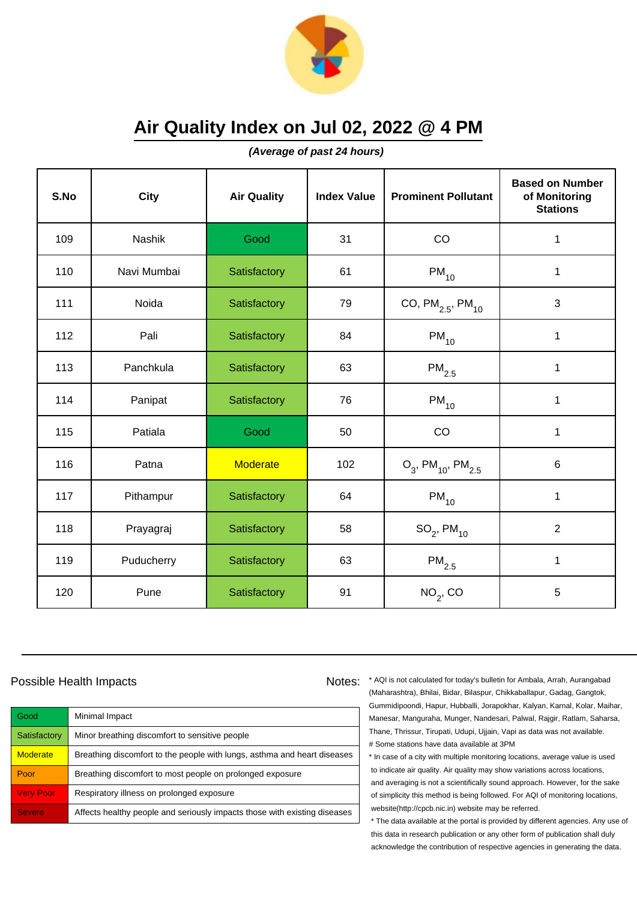# Air Quality Index on Jul 02, 2022 @ 4 PM

***(Average of past 24 hours)***

| S.No | City | Air Quality | Index Value | Prominent Pollutant | Based on Number of Monitoring Stations |
|---|---|---|---|---|---|
| 109 | Nashik | Good | 31 | CO | 1 |
| 110 | Navi Mumbai | Satisfactory | 61 | $PM_{10}$ | 1 |
| 111 | Noida | Satisfactory | 79 | CO, $PM_{2.5}$, $PM_{10}$ | 3 |
| 112 | Pali | Satisfactory | 84 | $PM_{10}$ | 1 |
| 113 | Panchkula | Satisfactory | 63 | $PM_{2.5}$ | 1 |
| 114 | Panipat | Satisfactory | 76 | $PM_{10}$ | 1 |
| 115 | Patiala | Good | 50 | CO | 1 |
| 116 | Patna | Moderate | 102 | $O_3$, $PM_{10}$, $PM_{2.5}$ | 6 |
| 117 | Pithampur | Satisfactory | 64 | $PM_{10}$ | 1 |
| 118 | Prayagraj | Satisfactory | 58 | $SO_2$, $PM_{10}$ | 2 |
| 119 | Puducherry | Satisfactory | 63 | $PM_{2.5}$ | 1 |
| 120 | Pune | Satisfactory | 91 | $NO_2$, CO | 5 |

## Possible Health Impacts

| | |
|---|---|
| Good | Minimal Impact |
| Satisfactory | Minor breathing discomfort to sensitive people |
| Moderate | Breathing discomfort to the people with lungs, asthma and heart diseases |
| Poor | Breathing discomfort to most people on prolonged exposure |
| Very Poor | Respiratory illness on prolonged exposure |
| Severe | Affects healthy people and seriously impacts those with existing diseases |

Notes:

* AQI is not calculated for today's bulletin for Ambala, Arrah, Aurangabad (Maharashtra), Bhilai, Bidar, Bilaspur, Chikkaballapur, Gadag, Gangtok, Gummidipoondi, Hapur, Hubballi, Jorapokhar, Kalyan, Karnal, Kolar, Maihar, Manesar, Manguraha, Munger, Nandesari, Palwal, Rajgir, Ratlam, Saharsa, Thane, Thrissur, Tirupati, Udupi, Ujjain, Vapi as data was not available.

# Some stations have data available at 3PM

* In case of a city with multiple monitoring locations, average value is used to indicate air quality. Air quality may show variations across locations, and averaging is not a scientifically sound approach. However, for the sake of simplicity this method is being followed. For AQI of monitoring locations, website(http://cpcb.nic.in) website may be referred.

* The data available at the portal is provided by different agencies. Any use of this data in research publication or any other form of publication shall duly acknowledge the contribution of respective agencies in generating the data.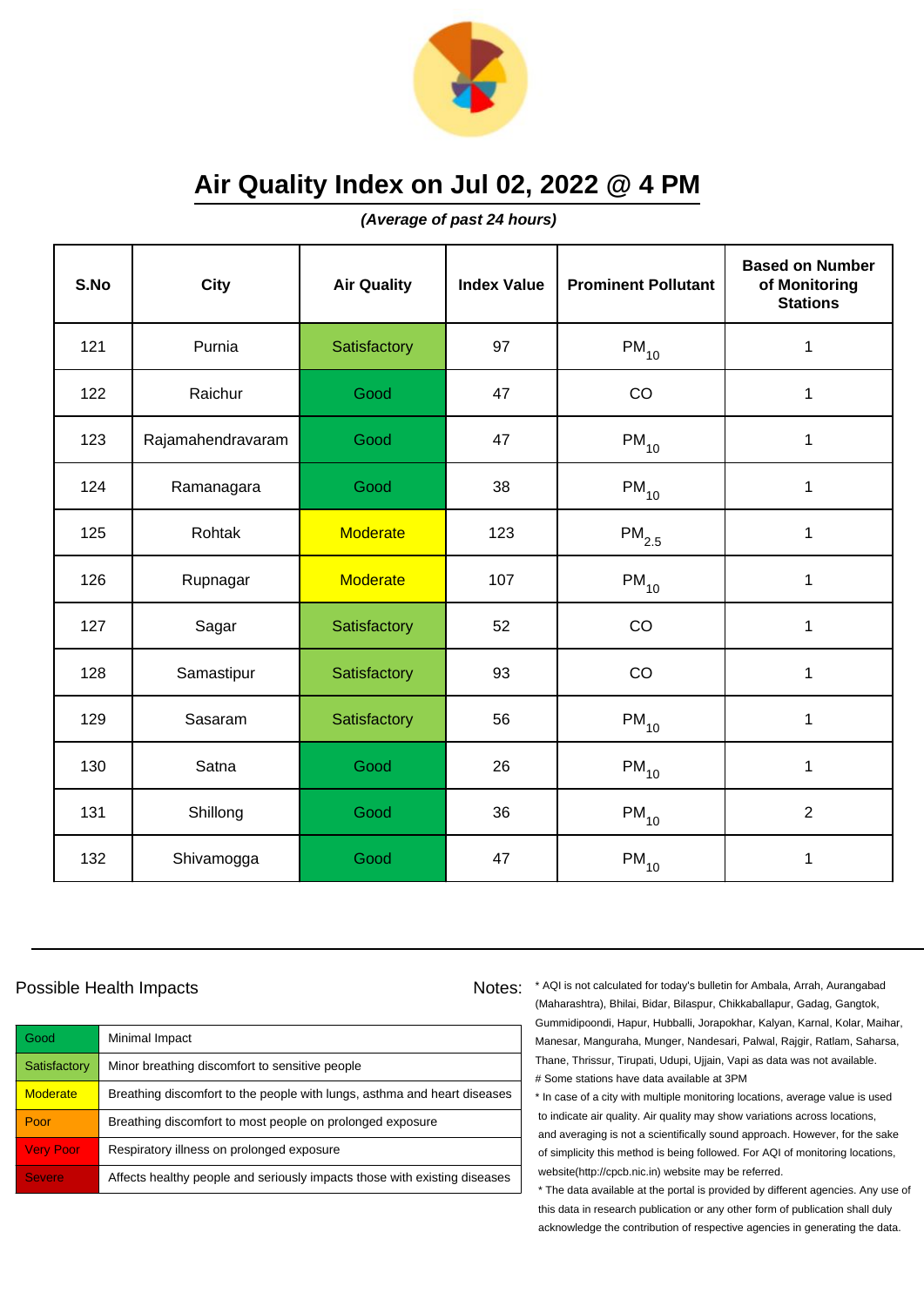# Air Quality Index on Jul 02, 2022 @ 4 PM

***(Average of past 24 hours)***

| S.No | City | Air Quality | Index Value | Prominent Pollutant | Based on Number of Monitoring Stations |
|---|---|---|---|---|---|
| 121 | Purnia | Satisfactory | 97 | $PM_{10}$ | 1 |
| 122 | Raichur | Good | 47 | CO | 1 |
| 123 | Rajamahendravaram | Good | 47 | $PM_{10}$ | 1 |
| 124 | Ramanagara | Good | 38 | $PM_{10}$ | 1 |
| 125 | Rohtak | Moderate | 123 | $PM_{2.5}$ | 1 |
| 126 | Rupnagar | Moderate | 107 | $PM_{10}$ | 1 |
| 127 | Sagar | Satisfactory | 52 | CO | 1 |
| 128 | Samastipur | Satisfactory | 93 | CO | 1 |
| 129 | Sasaram | Satisfactory | 56 | $PM_{10}$ | 1 |
| 130 | Satna | Good | 26 | $PM_{10}$ | 1 |
| 131 | Shillong | Good | 36 | $PM_{10}$ | 2 |
| 132 | Shivamogga | Good | 47 | $PM_{10}$ | 1 |

## Possible Health Impacts

| | |
|---|---|
| Good | Minimal Impact |
| Satisfactory | Minor breathing discomfort to sensitive people |
| Moderate | Breathing discomfort to the people with lungs, asthma and heart diseases |
| Poor | Breathing discomfort to most people on prolonged exposure |
| Very Poor | Respiratory illness on prolonged exposure |
| Severe | Affects healthy people and seriously impacts those with existing diseases |

Notes:

* AQI is not calculated for today's bulletin for Ambala, Arrah, Aurangabad (Maharashtra), Bhilai, Bidar, Bilaspur, Chikkaballapur, Gadag, Gangtok, Gummidipoondi, Hapur, Hubballi, Jorapokhar, Kalyan, Karnal, Kolar, Maihar, Manesar, Manguraha, Munger, Nandesari, Palwal, Rajgir, Ratlam, Saharsa, Thane, Thrissur, Tirupati, Udupi, Ujjain, Vapi as data was not available.

# Some stations have data available at 3PM

* In case of a city with multiple monitoring locations, average value is used to indicate air quality. Air quality may show variations across locations, and averaging is not a scientifically sound approach. However, for the sake of simplicity this method is being followed. For AQI of monitoring locations, website(http://cpcb.nic.in) website may be referred.

* The data available at the portal is provided by different agencies. Any use of this data in research publication or any other form of publication shall duly acknowledge the contribution of respective agencies in generating the data.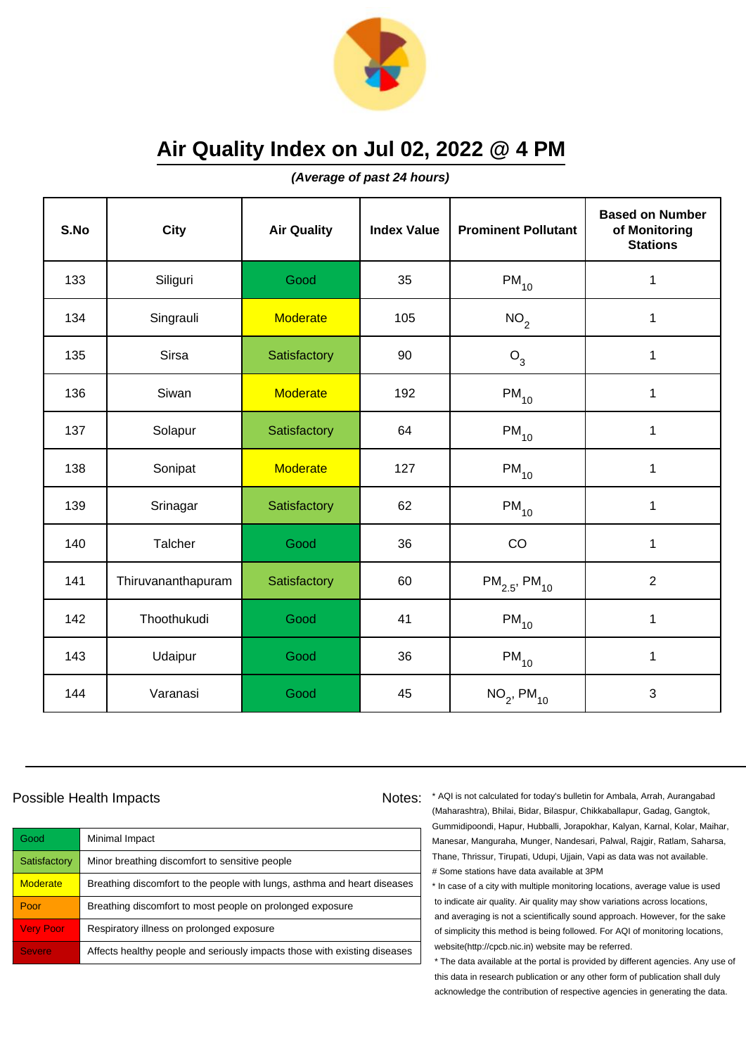# Air Quality Index on Jul 02, 2022 @ 4 PM

***(Average of past 24 hours)***

| S.No | City | Air Quality | Index Value | Prominent Pollutant | Based on Number of Monitoring Stations |
|---|---|---|---|---|---|
| 133 | Siliguri | Good | 35 | $PM_{10}$ | 1 |
| 134 | Singrauli | Moderate | 105 | $NO_2$ | 1 |
| 135 | Sirsa | Satisfactory | 90 | $O_3$ | 1 |
| 136 | Siwan | Moderate | 192 | $PM_{10}$ | 1 |
| 137 | Solapur | Satisfactory | 64 | $PM_{10}$ | 1 |
| 138 | Sonipat | Moderate | 127 | $PM_{10}$ | 1 |
| 139 | Srinagar | Satisfactory | 62 | $PM_{10}$ | 1 |
| 140 | Talcher | Good | 36 | CO | 1 |
| 141 | Thiruvananthapuram | Satisfactory | 60 | $PM_{2.5}$, $PM_{10}$ | 2 |
| 142 | Thoothukudi | Good | 41 | $PM_{10}$ | 1 |
| 143 | Udaipur | Good | 36 | $PM_{10}$ | 1 |
| 144 | Varanasi | Good | 45 | $NO_2$, $PM_{10}$ | 3 |

Possible Health Impacts

| | |
|---|---|
| Good | Minimal Impact |
| Satisfactory | Minor breathing discomfort to sensitive people |
| Moderate | Breathing discomfort to the people with lungs, asthma and heart diseases |
| Poor | Breathing discomfort to most people on prolonged exposure |
| Very Poor | Respiratory illness on prolonged exposure |
| Severe | Affects healthy people and seriously impacts those with existing diseases |

Notes:

\* AQI is not calculated for today's bulletin for Ambala, Arrah, Aurangabad (Maharashtra), Bhilai, Bidar, Bilaspur, Chikkaballapur, Gadag, Gangtok, Gummidipoondi, Hapur, Hubballi, Jorapokhar, Kalyan, Karnal, Kolar, Maihar, Manesar, Manguraha, Munger, Nandesari, Palwal, Rajgir, Ratlam, Saharsa, Thane, Thrissur, Tirupati, Udupi, Ujjain, Vapi as data was not available.

\# Some stations have data available at 3PM

\* In case of a city with multiple monitoring locations, average value is used to indicate air quality. Air quality may show variations across locations, and averaging is not a scientifically sound approach. However, for the sake of simplicity this method is being followed. For AQI of monitoring locations, website(http://cpcb.nic.in) website may be referred.

\* The data available at the portal is provided by different agencies. Any use of this data in research publication or any other form of publication shall duly acknowledge the contribution of respective agencies in generating the data.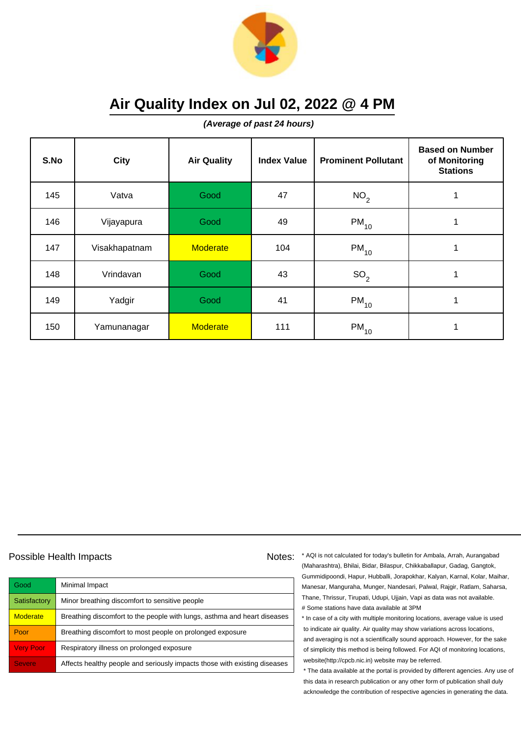# Air Quality Index on Jul 02, 2022 @ 4 PM

***(Average of past 24 hours)***

| S.No | City | Air Quality | Index Value | Prominent Pollutant | Based on Number of Monitoring Stations |
|---|---|---|---|---|---|
| 145 | Vatva | Good | 47 | $NO_2$ | 1 |
| 146 | Vijayapura | Good | 49 | $PM_{10}$ | 1 |
| 147 | Visakhapatnam | Moderate | 104 | $PM_{10}$ | 1 |
| 148 | Vrindavan | Good | 43 | $SO_2$ | 1 |
| 149 | Yadgir | Good | 41 | $PM_{10}$ | 1 |
| 150 | Yamunanagar | Moderate | 111 | $PM_{10}$ | 1 |

Possible Health Impacts

| | |
|---|---|
| Good | Minimal Impact |
| Satisfactory | Minor breathing discomfort to sensitive people |
| Moderate | Breathing discomfort to the people with lungs, asthma and heart diseases |
| Poor | Breathing discomfort to most people on prolonged exposure |
| Very Poor | Respiratory illness on prolonged exposure |
| Severe | Affects healthy people and seriously impacts those with existing diseases |

Notes: * AQI is not calculated for today's bulletin for Ambala, Arrah, Aurangabad (Maharashtra), Bhilai, Bidar, Bilaspur, Chikkaballapur, Gadag, Gangtok, Gummidipoondi, Hapur, Hubballi, Jorapokhar, Kalyan, Karnal, Kolar, Maihar, Manesar, Manguraha, Munger, Nandesari, Palwal, Rajgir, Ratlam, Saharsa, Thane, Thrissur, Tirupati, Udupi, Ujjain, Vapi as data was not available.

# Some stations have data available at 3PM

* In case of a city with multiple monitoring locations, average value is used to indicate air quality. Air quality may show variations across locations, and averaging is not a scientifically sound approach. However, for the sake of simplicity this method is being followed. For AQI of monitoring locations, website(http://cpcb.nic.in) website may be referred.

* The data available at the portal is provided by different agencies. Any use of this data in research publication or any other form of publication shall duly acknowledge the contribution of respective agencies in generating the data.